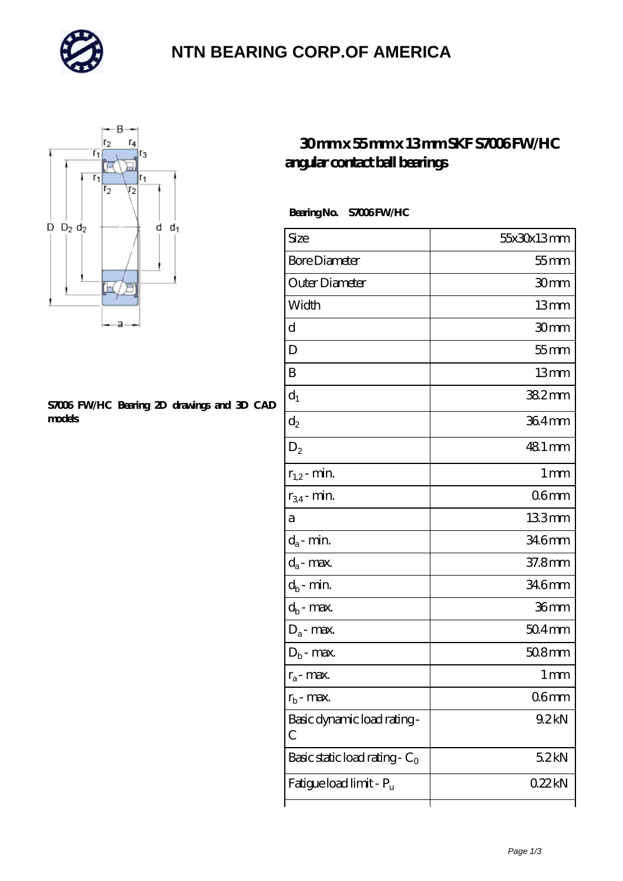# NTN BEARING CORP.OF AMERICA

## 30 mm x 55 mm x 13 mm SKF S7006 FW/HC angular contact ball bearings

S7006 FW/HC Bearing 2D drawings and 3D CAD models

**Bearing No.** **S7006 FW/HC**

| Size | 55x30x13 mm |
|---|---|
| Bore Diameter | 55 mm |
| Outer Diameter | 30 mm |
| Width | 13 mm |
| d | 30 mm |
| D | 55 mm |
| B | 13 mm |
| $d_1$ | 38.2 mm |
| $d_2$ | 36.4 mm |
| $D_2$ | 48.1 mm |
| $r_{1,2}$ - min. | 1 mm |
| $r_{3,4}$ - min. | 0.6 mm |
| a | 13.3 mm |
| $d_a$ - min. | 34.6 mm |
| $d_a$ - max. | 37.8 mm |
| $d_b$ - min. | 34.6 mm |
| $d_b$ - max. | 36 mm |
| $D_a$ - max. | 50.4 mm |
| $D_b$ - max. | 50.8 mm |
| $r_a$ - max. | 1 mm |
| $r_b$ - max. | 0.6 mm |
| Basic dynamic load rating - C | 9.2 kN |
| Basic static load rating - $C_0$ | 5.2 kN |
| Fatigue load limit - $P_u$ | 0.22 kN |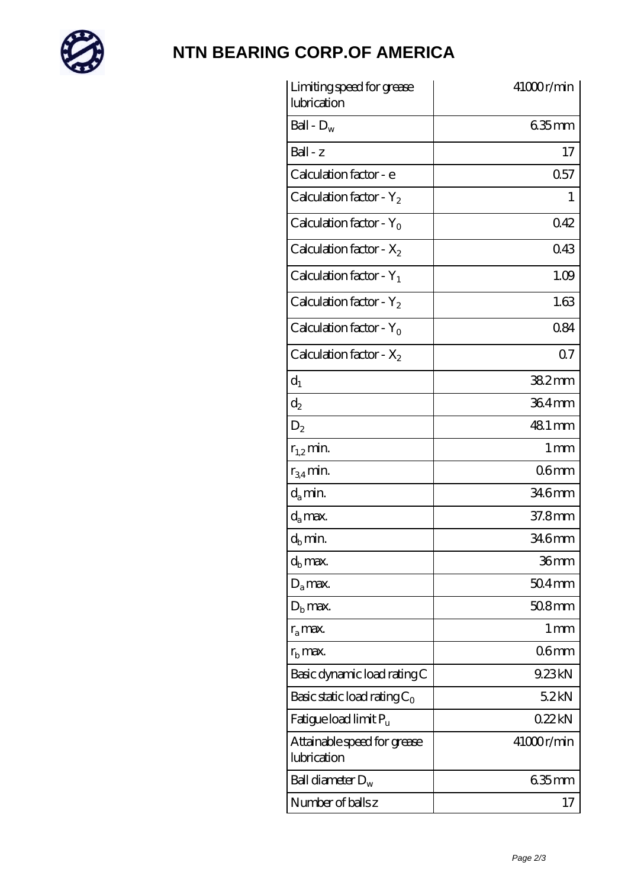# NTN BEARING CORP.OF AMERICA

| | |
|---|---|
| Limiting speed for grease lubrication | 41000 r/min |
| Ball - $D_w$ | 6.35 mm |
| Ball - z | 17 |
| Calculation factor - e | 0.57 |
| Calculation factor - $Y_2$ | 1 |
| Calculation factor - $Y_0$ | 0.42 |
| Calculation factor - $X_2$ | 0.43 |
| Calculation factor - $Y_1$ | 1.09 |
| Calculation factor - $Y_2$ | 1.63 |
| Calculation factor - $Y_0$ | 0.84 |
| Calculation factor - $X_2$ | 0.7 |
| $d_1$ | 38.2 mm |
| $d_2$ | 36.4 mm |
| $D_2$ | 48.1 mm |
| $r_{1,2}$ min. | 1 mm |
| $r_{3,4}$ min. | 0.6 mm |
| $d_a$ min. | 34.6 mm |
| $d_a$ max. | 37.8 mm |
| $d_b$ min. | 34.6 mm |
| $d_b$ max. | 36 mm |
| $D_a$ max. | 50.4 mm |
| $D_b$ max. | 50.8 mm |
| $r_a$ max. | 1 mm |
| $r_b$ max. | 0.6 mm |
| Basic dynamic load rating C | 9.23 kN |
| Basic static load rating $C_0$ | 5.2 kN |
| Fatigue load limit $P_u$ | 0.22 kN |
| Attainable speed for grease lubrication | 41000 r/min |
| Ball diameter $D_w$ | 6.35 mm |
| Number of balls z | 17 |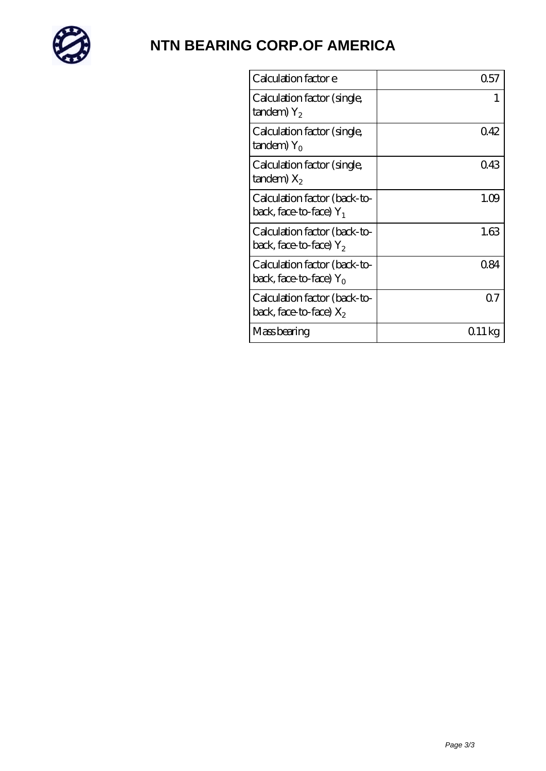# NTN BEARING CORP.OF AMERICA

| | |
|---|---|
| Calculation factor e | 0.57 |
| Calculation factor (single, tandem) $Y_2$ | 1 |
| Calculation factor (single, tandem) $Y_0$ | 0.42 |
| Calculation factor (single, tandem) $X_2$ | 0.43 |
| Calculation factor (back-to-back, face-to-face) $Y_1$ | 1.09 |
| Calculation factor (back-to-back, face-to-face) $Y_2$ | 1.63 |
| Calculation factor (back-to-back, face-to-face) $Y_0$ | 0.84 |
| Calculation factor (back-to-back, face-to-face) $X_2$ | 0.7 |
| Mass bearing | 0.11 kg |